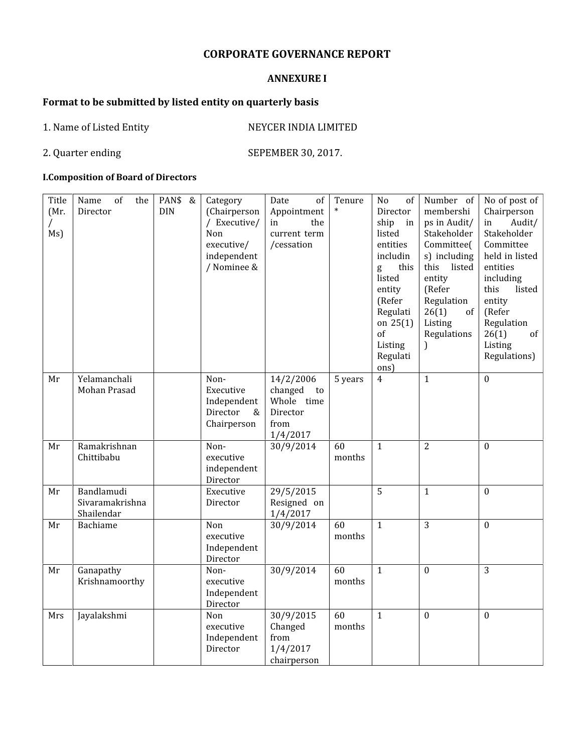# CORPORATE GOVERNANCE REPORT

## ANNEXURE I

### Format to be submitted by listed entity on quarterly basis

1. Name of Listed Entity NEYCER INDIA LIMITED

2. Quarter ending SEPEMBER 30, 2017.

**I.Composition of Board of Directors**

| Title (Mr. / Ms) | Name of the Director | PAN$ & DIN | Category (Chairperson / Executive/ Non executive/ independent / Nominee & | Date of Appointment in the current term /cessation | Tenure * | No of Directorship in listed entities including this listed entity (Refer Regulation 25(1) of Listing Regulations) | Number of memberships in Audit/ Stakeholder Committee(s) including this listed entity (Refer Regulation 26(1) of Listing Regulations) | No of post of Chairperson in Audit/ Stakeholder Committee held in listed entities including this listed entity (Refer Regulation 26(1) of Listing Regulations) |
|---|---|---|---|---|---|---|---|---|
| Mr | Yelamanchali Mohan Prasad | | Non-Executive Independent Director & Chairperson | 14/2/2006 changed to Whole time Director from 1/4/2017 | 5 years | 4 | 1 | 0 |
| Mr | Ramakrishnan Chittibabu | | Non-executive independent Director | 30/9/2014 | 60 months | 1 | 2 | 0 |
| Mr | Bandlamudi Sivaramakrishna Shailendar | | Executive Director | 29/5/2015 Resigned on 1/4/2017 | | 5 | 1 | 0 |
| Mr | Bachiame | | Non executive Independent Director | 30/9/2014 | 60 months | 1 | 3 | 0 |
| Mr | Ganapathy Krishnamoorthy | | Non-executive Independent Director | 30/9/2014 | 60 months | 1 | 0 | 3 |
| Mrs | Jayalakshmi | | Non executive Independent Director | 30/9/2015 Changed from 1/4/2017 chairperson | 60 months | 1 | 0 | 0 |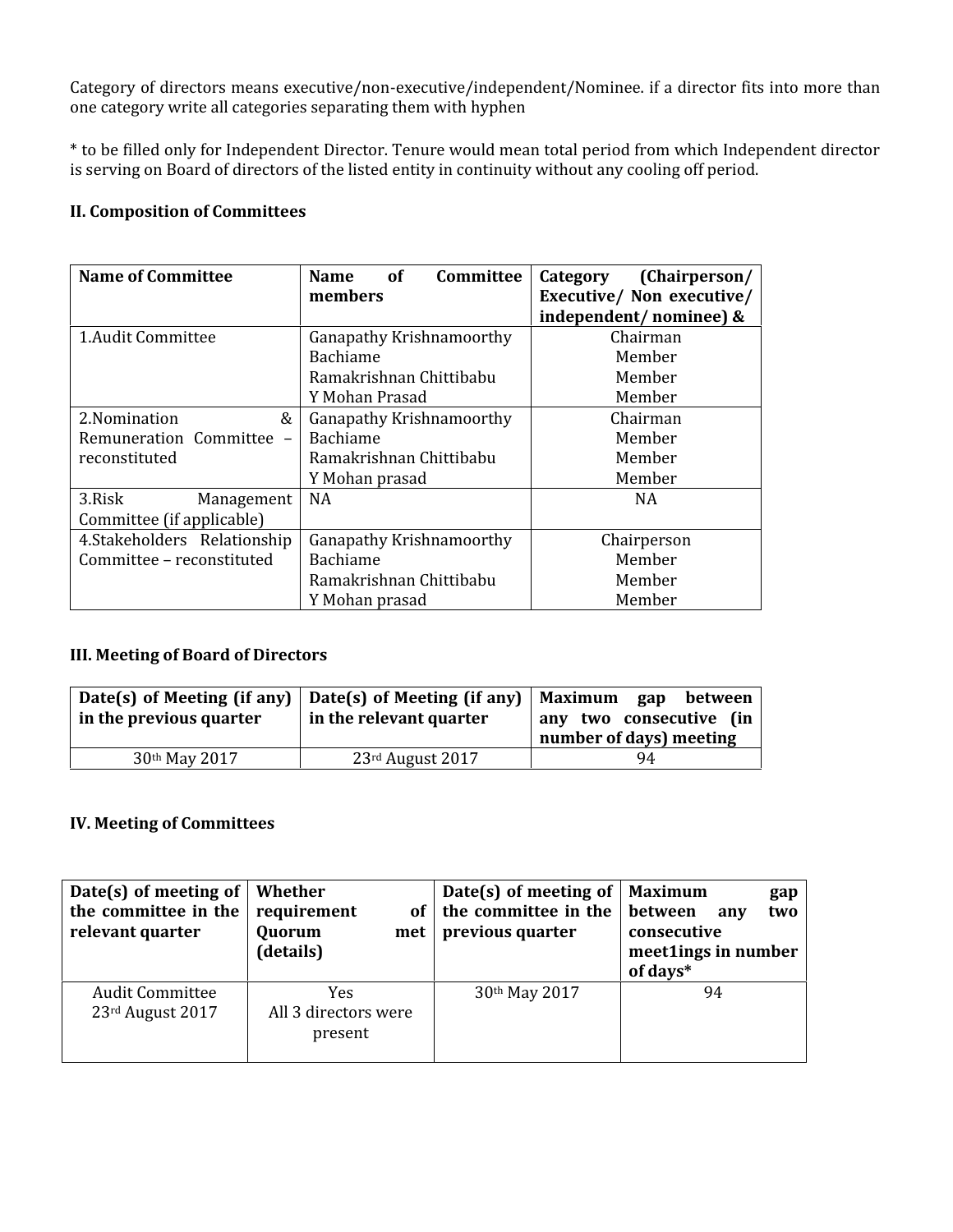Category of directors means executive/non-executive/independent/Nominee. if a director fits into more than one category write all categories separating them with hyphen

* to be filled only for Independent Director. Tenure would mean total period from which Independent director is serving on Board of directors of the listed entity in continuity without any cooling off period.

**II. Composition of Committees**

| Name of Committee | Name of Committee members | Category (Chairperson/ Executive/ Non executive/ independent/ nominee) & |
|---|---|---|
| 1.Audit Committee | Ganapathy Krishnamoorthy<br>Bachiame<br>Ramakrishnan Chittibabu<br>Y Mohan Prasad | Chairman<br>Member<br>Member<br>Member |
| 2.Nomination & Remuneration Committee – reconstituted | Ganapathy Krishnamoorthy<br>Bachiame<br>Ramakrishnan Chittibabu<br>Y Mohan prasad | Chairman<br>Member<br>Member<br>Member |
| 3.Risk Management Committee (if applicable) | NA | NA |
| 4.Stakeholders Relationship Committee – reconstituted | Ganapathy Krishnamoorthy<br>Bachiame<br>Ramakrishnan Chittibabu<br>Y Mohan prasad | Chairperson<br>Member<br>Member<br>Member |

**III. Meeting of Board of Directors**

| Date(s) of Meeting (if any) in the previous quarter | Date(s) of Meeting (if any) in the relevant quarter | Maximum gap between any two consecutive (in number of days) meeting |
|---|---|---|
| 30th May 2017 | 23rd August 2017 | 94 |

**IV. Meeting of Committees**

| Date(s) of meeting of the committee in the relevant quarter | Whether requirement of Quorum met (details) | Date(s) of meeting of the committee in the previous quarter | Maximum gap between any two consecutive meet1ings in number of days* |
|---|---|---|---|
| Audit Committee<br>23rd August 2017 | Yes<br>All 3 directors were present | 30th May 2017 | 94 |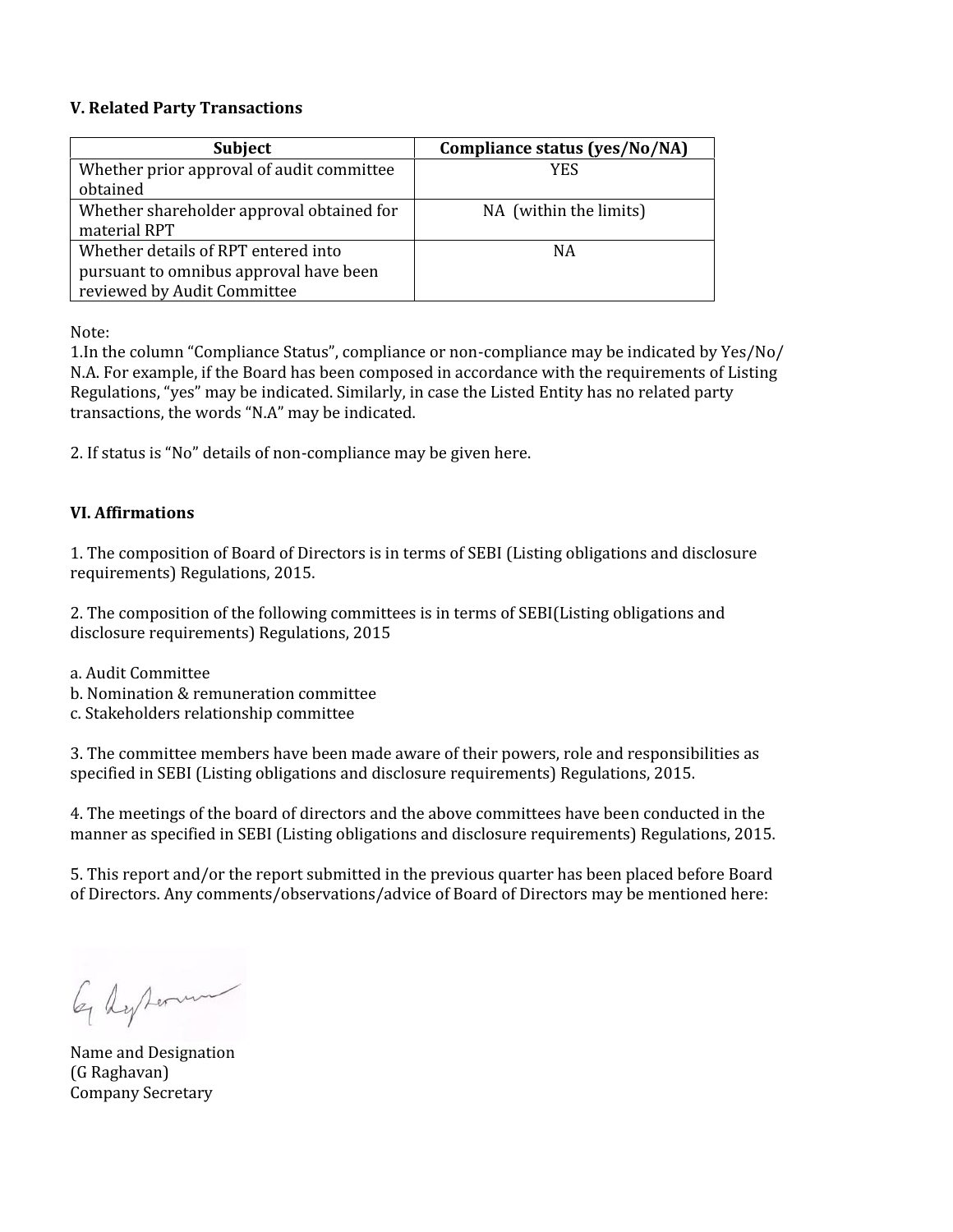**V. Related Party Transactions**

| Subject | Compliance status (yes/No/NA) |
| --- | --- |
| Whether prior approval of audit committee obtained | YES |
| Whether shareholder approval obtained for material RPT | NA (within the limits) |
| Whether details of RPT entered into pursuant to omnibus approval have been reviewed by Audit Committee | NA |

Note:
1.In the column "Compliance Status", compliance or non-compliance may be indicated by Yes/No/ N.A. For example, if the Board has been composed in accordance with the requirements of Listing Regulations, "yes" may be indicated. Similarly, in case the Listed Entity has no related party transactions, the words "N.A" may be indicated.

2. If status is "No" details of non-compliance may be given here.

**VI. Affirmations**

1. The composition of Board of Directors is in terms of SEBI (Listing obligations and disclosure requirements) Regulations, 2015.

2. The composition of the following committees is in terms of SEBI(Listing obligations and disclosure requirements) Regulations, 2015

a. Audit Committee
b. Nomination & remuneration committee
c. Stakeholders relationship committee

3. The committee members have been made aware of their powers, role and responsibilities as specified in SEBI (Listing obligations and disclosure requirements) Regulations, 2015.

4. The meetings of the board of directors and the above committees have been conducted in the manner as specified in SEBI (Listing obligations and disclosure requirements) Regulations, 2015.

5. This report and/or the report submitted in the previous quarter has been placed before Board of Directors. Any comments/observations/advice of Board of Directors may be mentioned here:

Name and Designation
(G Raghavan)
Company Secretary